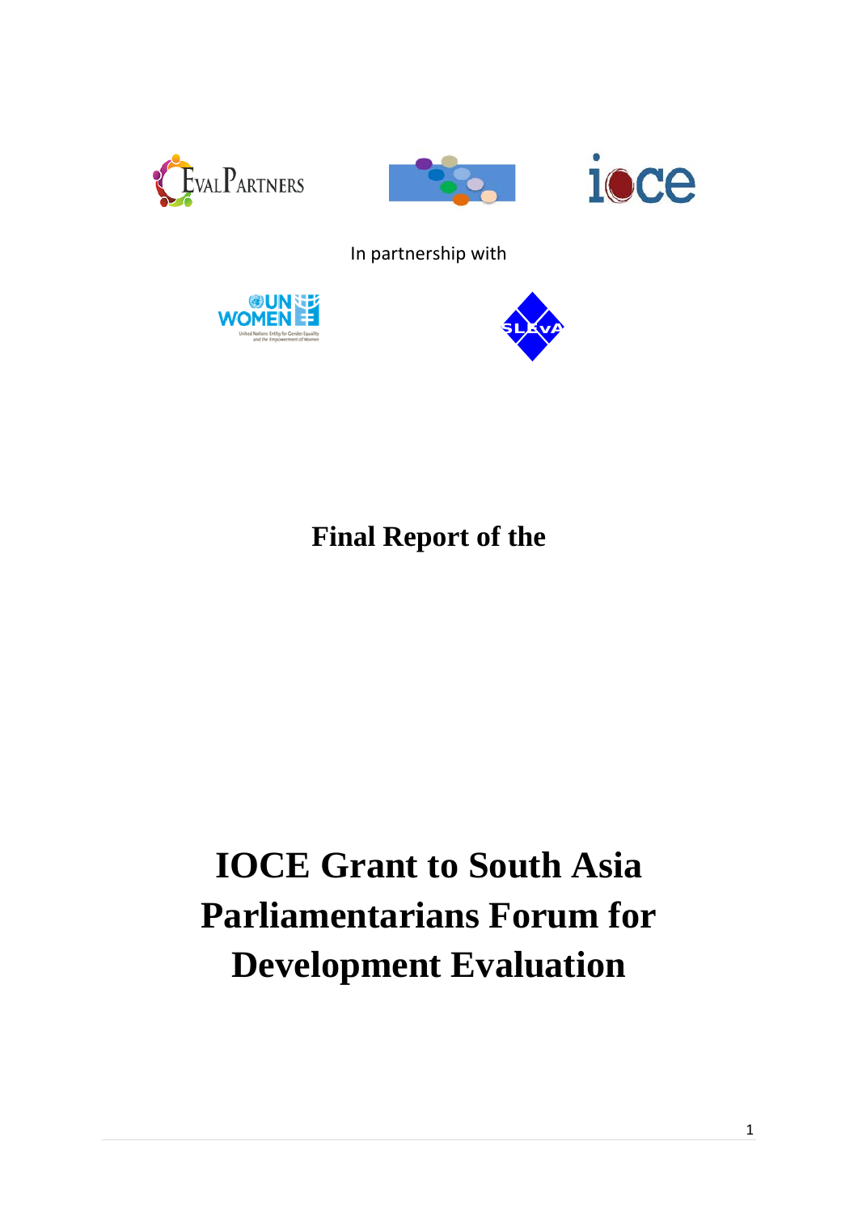In partnership with

**Final Report of the**

# IOCE Grant to South Asia Parliamentarians Forum for Development Evaluation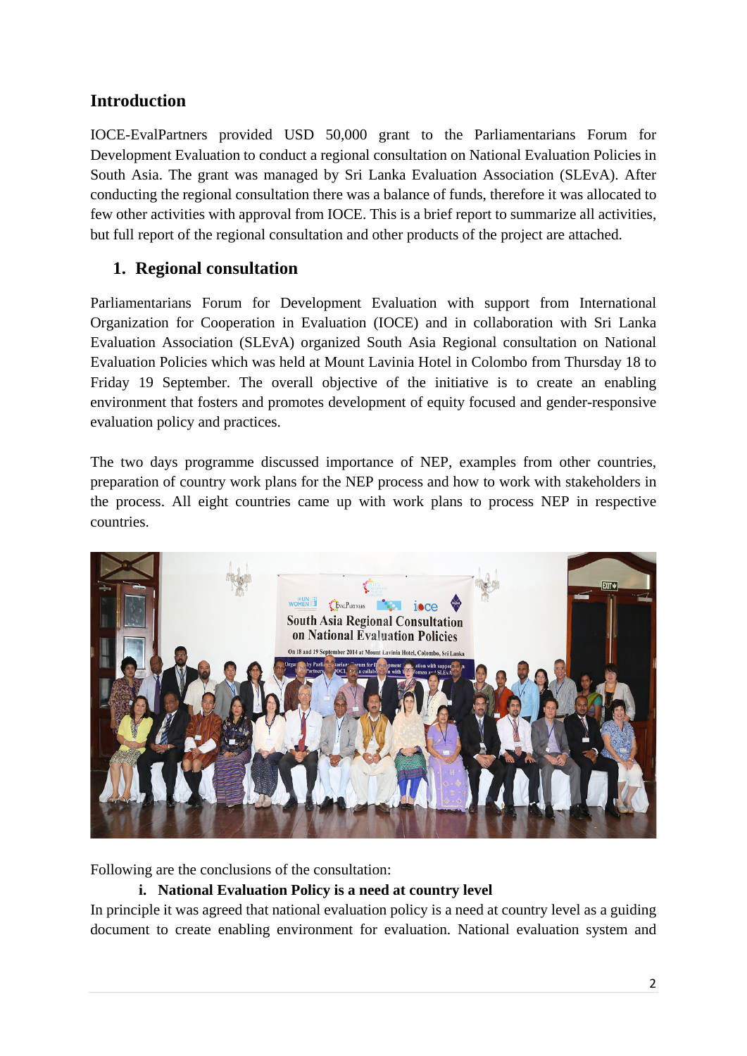## Introduction

IOCE-EvalPartners provided USD 50,000 grant to the Parliamentarians Forum for Development Evaluation to conduct a regional consultation on National Evaluation Policies in South Asia. The grant was managed by Sri Lanka Evaluation Association (SLEvA). After conducting the regional consultation there was a balance of funds, therefore it was allocated to few other activities with approval from IOCE. This is a brief report to summarize all activities, but full report of the regional consultation and other products of the project are attached.

### 1. Regional consultation

Parliamentarians Forum for Development Evaluation with support from International Organization for Cooperation in Evaluation (IOCE) and in collaboration with Sri Lanka Evaluation Association (SLEvA) organized South Asia Regional consultation on National Evaluation Policies which was held at Mount Lavinia Hotel in Colombo from Thursday 18 to Friday 19 September. The overall objective of the initiative is to create an enabling environment that fosters and promotes development of equity focused and gender-responsive evaluation policy and practices.

The two days programme discussed importance of NEP, examples from other countries, preparation of country work plans for the NEP process and how to work with stakeholders in the process. All eight countries came up with work plans to process NEP in respective countries.

Following are the conclusions of the consultation:

**i. National Evaluation Policy is a need at country level**

In principle it was agreed that national evaluation policy is a need at country level as a guiding document to create enabling environment for evaluation. National evaluation system and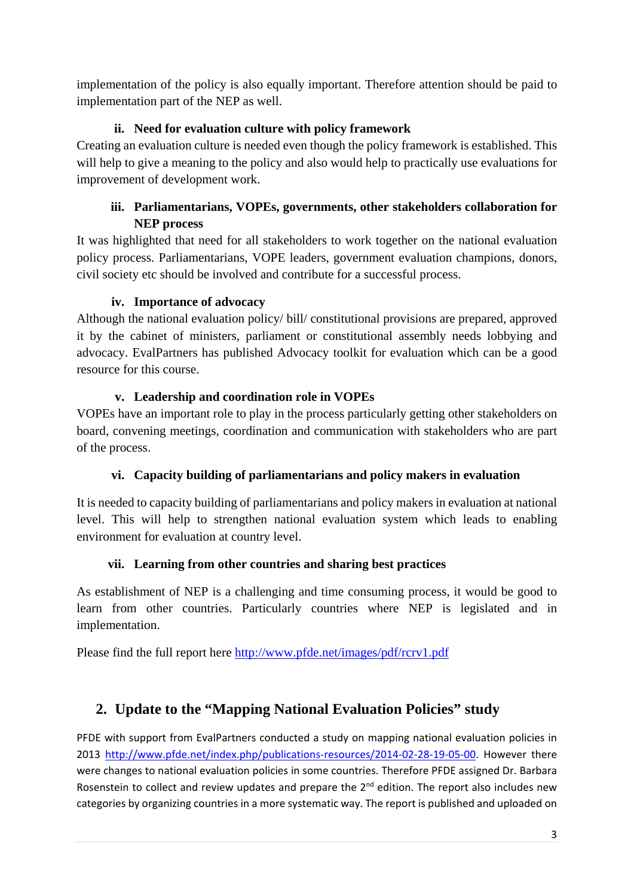implementation of the policy is also equally important. Therefore attention should be paid to implementation part of the NEP as well.

**ii. Need for evaluation culture with policy framework**

Creating an evaluation culture is needed even though the policy framework is established. This will help to give a meaning to the policy and also would help to practically use evaluations for improvement of development work.

**iii. Parliamentarians, VOPEs, governments, other stakeholders collaboration for NEP process**

It was highlighted that need for all stakeholders to work together on the national evaluation policy process. Parliamentarians, VOPE leaders, government evaluation champions, donors, civil society etc should be involved and contribute for a successful process.

**iv. Importance of advocacy**

Although the national evaluation policy/ bill/ constitutional provisions are prepared, approved it by the cabinet of ministers, parliament or constitutional assembly needs lobbying and advocacy. EvalPartners has published Advocacy toolkit for evaluation which can be a good resource for this course.

**v. Leadership and coordination role in VOPEs**

VOPEs have an important role to play in the process particularly getting other stakeholders on board, convening meetings, coordination and communication with stakeholders who are part of the process.

**vi. Capacity building of parliamentarians and policy makers in evaluation**

It is needed to capacity building of parliamentarians and policy makers in evaluation at national level. This will help to strengthen national evaluation system which leads to enabling environment for evaluation at country level.

**vii. Learning from other countries and sharing best practices**

As establishment of NEP is a challenging and time consuming process, it would be good to learn from other countries. Particularly countries where NEP is legislated and in implementation.

Please find the full report here http://www.pfde.net/images/pdf/rcrv1.pdf

## 2. Update to the "Mapping National Evaluation Policies" study

PFDE with support from EvalPartners conducted a study on mapping national evaluation policies in 2013 http://www.pfde.net/index.php/publications-resources/2014-02-28-19-05-00. However there were changes to national evaluation policies in some countries. Therefore PFDE assigned Dr. Barbara Rosenstein to collect and review updates and prepare the 2nd edition. The report also includes new categories by organizing countries in a more systematic way. The report is published and uploaded on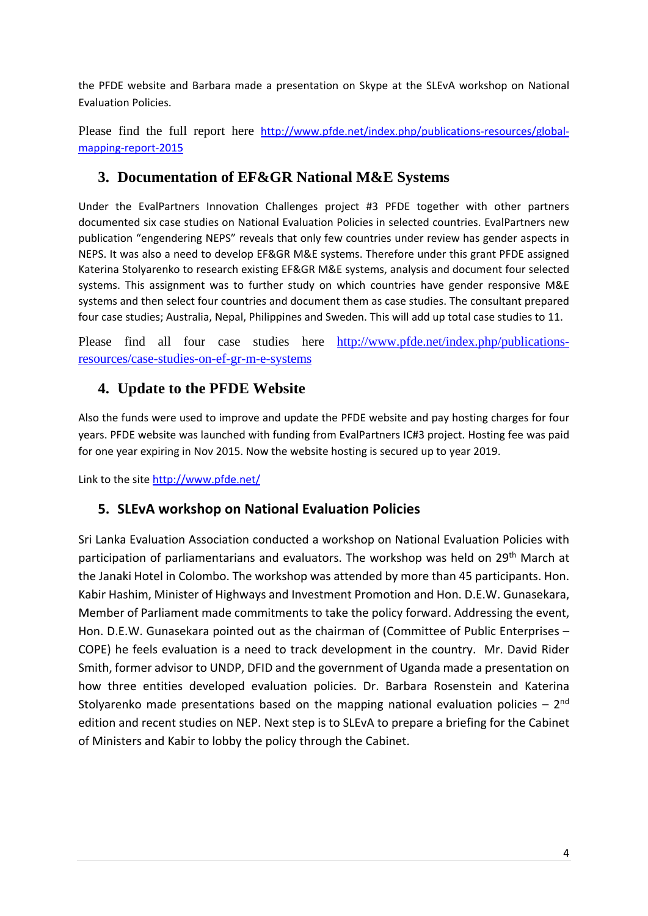the PFDE website and Barbara made a presentation on Skype at the SLEvA workshop on National Evaluation Policies.

Please find the full report here http://www.pfde.net/index.php/publications-resources/global-mapping-report-2015

## 3. Documentation of EF&GR National M&E Systems

Under the EvalPartners Innovation Challenges project #3 PFDE together with other partners documented six case studies on National Evaluation Policies in selected countries. EvalPartners new publication "engendering NEPS" reveals that only few countries under review has gender aspects in NEPS. It was also a need to develop EF&GR M&E systems. Therefore under this grant PFDE assigned Katerina Stolyarenko to research existing EF&GR M&E systems, analysis and document four selected systems. This assignment was to further study on which countries have gender responsive M&E systems and then select four countries and document them as case studies. The consultant prepared four case studies; Australia, Nepal, Philippines and Sweden. This will add up total case studies to 11.

Please find all four case studies here http://www.pfde.net/index.php/publications-resources/case-studies-on-ef-gr-m-e-systems

## 4. Update to the PFDE Website

Also the funds were used to improve and update the PFDE website and pay hosting charges for four years. PFDE website was launched with funding from EvalPartners IC#3 project. Hosting fee was paid for one year expiring in Nov 2015. Now the website hosting is secured up to year 2019.

Link to the site http://www.pfde.net/

## 5. SLEvA workshop on National Evaluation Policies

Sri Lanka Evaluation Association conducted a workshop on National Evaluation Policies with participation of parliamentarians and evaluators. The workshop was held on 29th March at the Janaki Hotel in Colombo. The workshop was attended by more than 45 participants. Hon. Kabir Hashim, Minister of Highways and Investment Promotion and Hon. D.E.W. Gunasekara, Member of Parliament made commitments to take the policy forward. Addressing the event, Hon. D.E.W. Gunasekara pointed out as the chairman of (Committee of Public Enterprises – COPE) he feels evaluation is a need to track development in the country. Mr. David Rider Smith, former advisor to UNDP, DFID and the government of Uganda made a presentation on how three entities developed evaluation policies. Dr. Barbara Rosenstein and Katerina Stolyarenko made presentations based on the mapping national evaluation policies – 2nd edition and recent studies on NEP. Next step is to SLEvA to prepare a briefing for the Cabinet of Ministers and Kabir to lobby the policy through the Cabinet.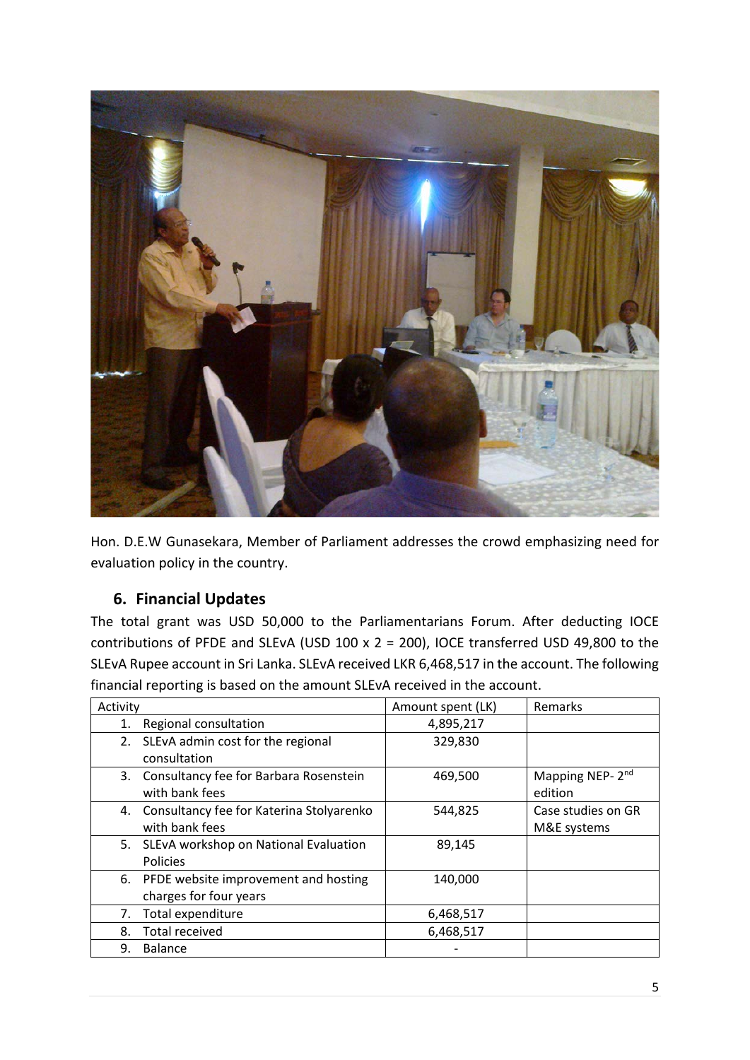Hon. D.E.W Gunasekara, Member of Parliament addresses the crowd emphasizing need for evaluation policy in the country.

## 6. Financial Updates

The total grant was USD 50,000 to the Parliamentarians Forum. After deducting IOCE contributions of PFDE and SLEvA (USD 100 x 2 = 200), IOCE transferred USD 49,800 to the SLEvA Rupee account in Sri Lanka. SLEvA received LKR 6,468,517 in the account. The following financial reporting is based on the amount SLEvA received in the account.

| Activity | Amount spent (LK) | Remarks |
|---|---|---|
| 1. Regional consultation | 4,895,217 | |
| 2. SLEvA admin cost for the regional consultation | 329,830 | |
| 3. Consultancy fee for Barbara Rosenstein with bank fees | 469,500 | Mapping NEP- 2nd edition |
| 4. Consultancy fee for Katerina Stolyarenko with bank fees | 544,825 | Case studies on GR M&E systems |
| 5. SLEvA workshop on National Evaluation Policies | 89,145 | |
| 6. PFDE website improvement and hosting charges for four years | 140,000 | |
| 7. Total expenditure | 6,468,517 | |
| 8. Total received | 6,468,517 | |
| 9. Balance | - | |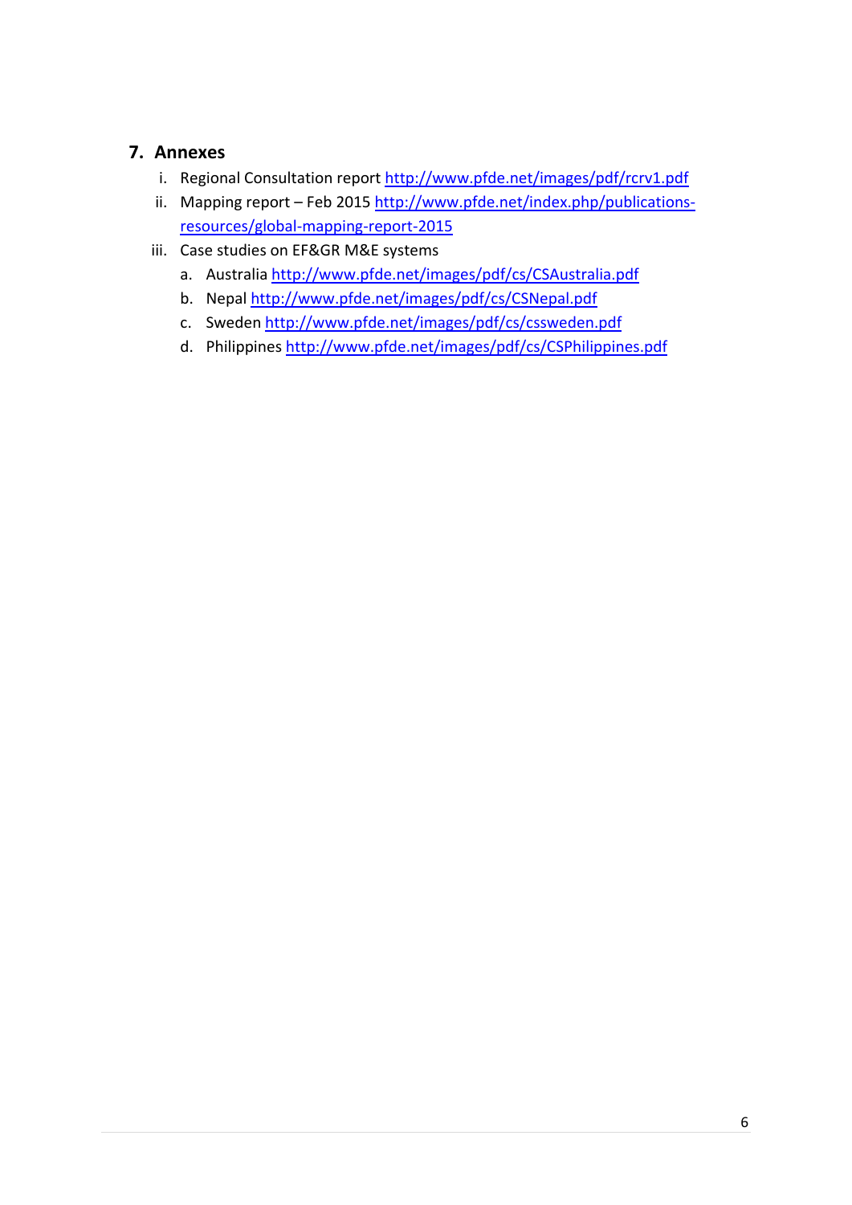## 7. Annexes

i. Regional Consultation report http://www.pfde.net/images/pdf/rcrv1.pdf
ii. Mapping report – Feb 2015 http://www.pfde.net/index.php/publications-resources/global-mapping-report-2015
iii. Case studies on EF&GR M&E systems
   a. Australia http://www.pfde.net/images/pdf/cs/CSAustralia.pdf
   b. Nepal http://www.pfde.net/images/pdf/cs/CSNepal.pdf
   c. Sweden http://www.pfde.net/images/pdf/cs/cssweden.pdf
   d. Philippines http://www.pfde.net/images/pdf/cs/CSPhilippines.pdf